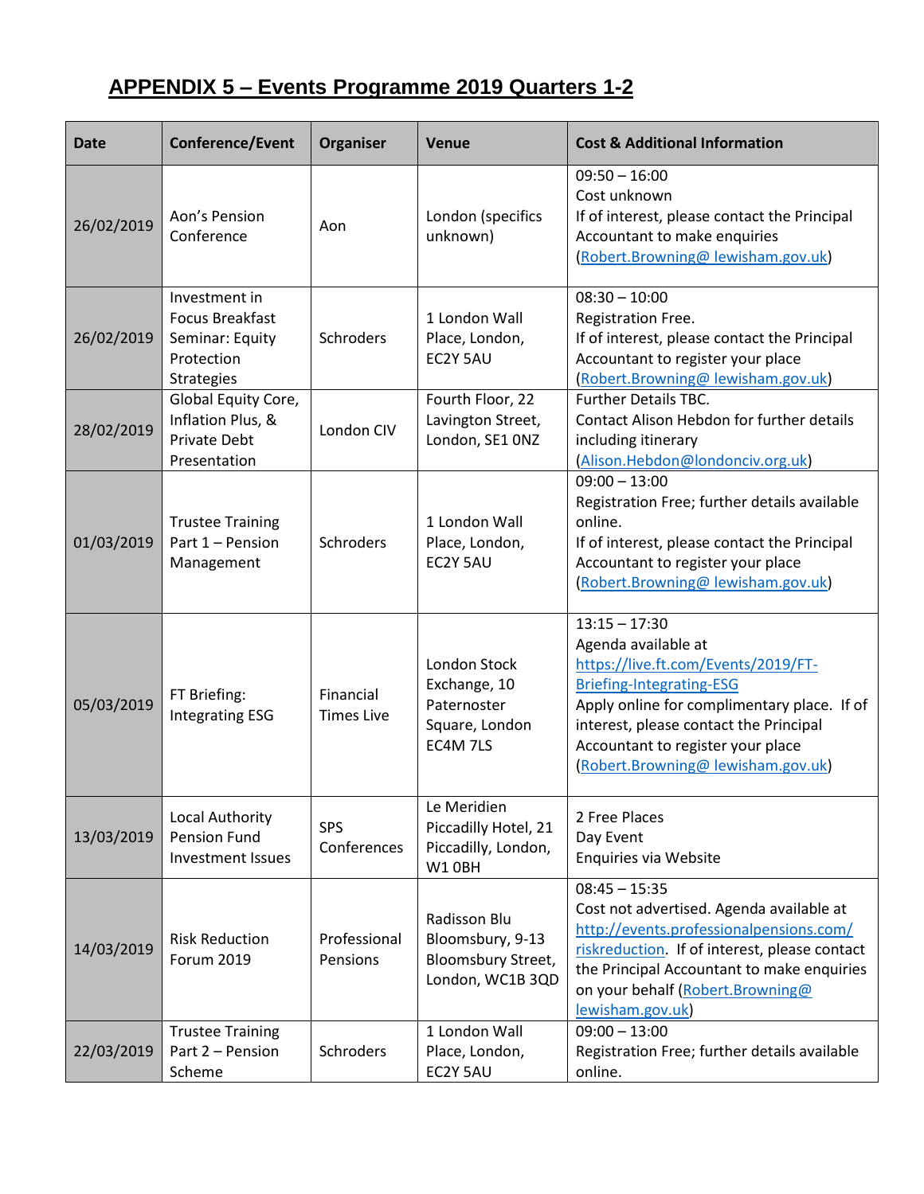## APPENDIX 5 – Events Programme 2019 Quarters 1-2

| Date | Conference/Event | Organiser | Venue | Cost & Additional Information |
|---|---|---|---|---|
| 26/02/2019 | Aon's Pension Conference | Aon | London (specifics unknown) | 09:50 – 16:00<br>Cost unknown<br>If of interest, please contact the Principal Accountant to make enquiries (Robert.Browning@ lewisham.gov.uk) |
| 26/02/2019 | Investment in Focus Breakfast Seminar: Equity Protection Strategies | Schroders | 1 London Wall Place, London, EC2Y 5AU | 08:30 – 10:00<br>Registration Free.<br>If of interest, please contact the Principal Accountant to register your place (Robert.Browning@ lewisham.gov.uk) |
| 28/02/2019 | Global Equity Core, Inflation Plus, & Private Debt Presentation | London CIV | Fourth Floor, 22 Lavington Street, London, SE1 0NZ | Further Details TBC.<br>Contact Alison Hebdon for further details including itinerary (Alison.Hebdon@londonciv.org.uk) |
| 01/03/2019 | Trustee Training Part 1 – Pension Management | Schroders | 1 London Wall Place, London, EC2Y 5AU | 09:00 – 13:00<br>Registration Free; further details available online.<br>If of interest, please contact the Principal Accountant to register your place (Robert.Browning@ lewisham.gov.uk) |
| 05/03/2019 | FT Briefing: Integrating ESG | Financial Times Live | London Stock Exchange, 10 Paternoster Square, London EC4M 7LS | 13:15 – 17:30<br>Agenda available at https://live.ft.com/Events/2019/FT-Briefing-Integrating-ESG<br>Apply online for complimentary place. If of interest, please contact the Principal Accountant to register your place (Robert.Browning@ lewisham.gov.uk) |
| 13/03/2019 | Local Authority Pension Fund Investment Issues | SPS Conferences | Le Meridien Piccadilly Hotel, 21 Piccadilly, London, W1 0BH | 2 Free Places<br>Day Event<br>Enquiries via Website |
| 14/03/2019 | Risk Reduction Forum 2019 | Professional Pensions | Radisson Blu Bloomsbury, 9-13 Bloomsbury Street, London, WC1B 3QD | 08:45 – 15:35<br>Cost not advertised. Agenda available at http://events.professionalpensions.com/riskreduction. If of interest, please contact the Principal Accountant to make enquiries on your behalf (Robert.Browning@ lewisham.gov.uk) |
| 22/03/2019 | Trustee Training Part 2 – Pension Scheme | Schroders | 1 London Wall Place, London, EC2Y 5AU | 09:00 – 13:00<br>Registration Free; further details available online. |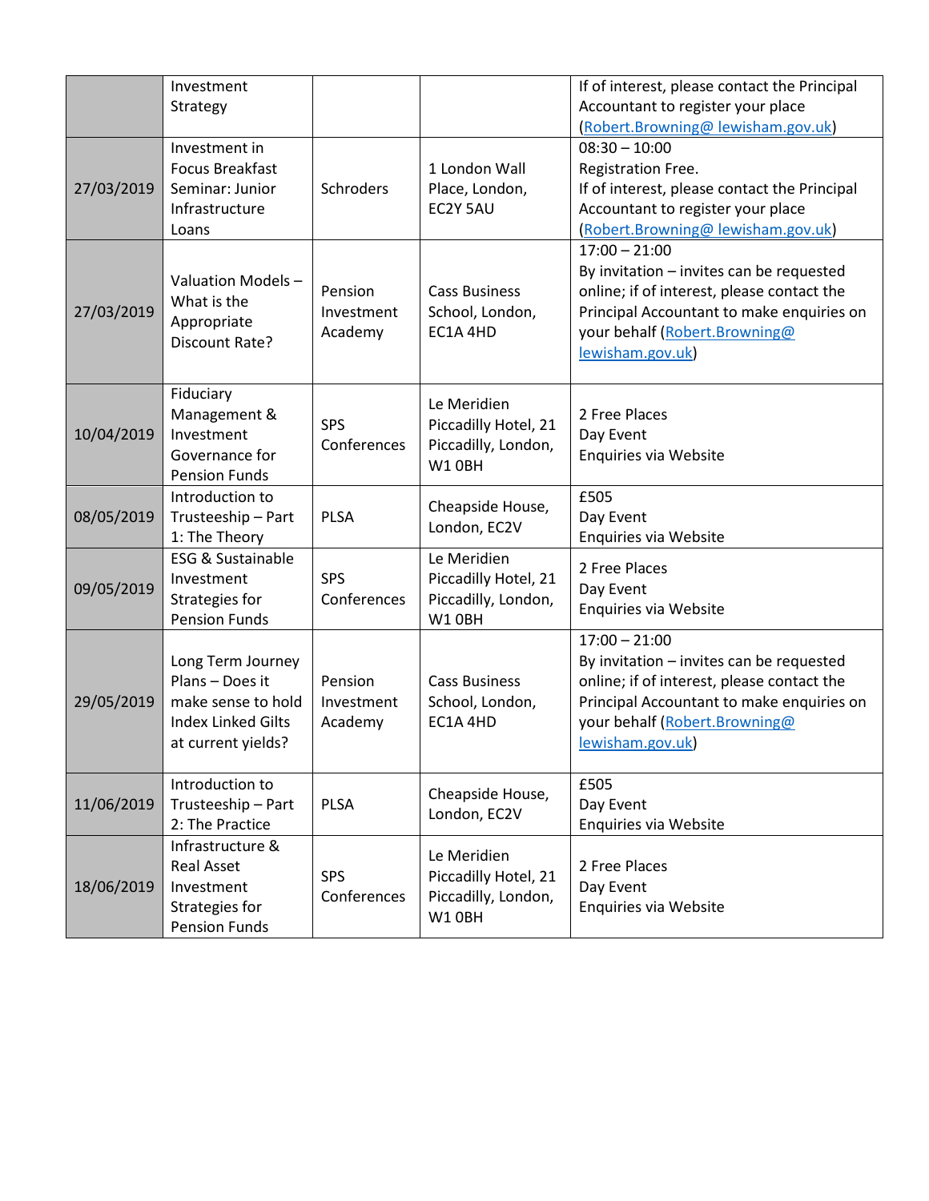| | | | | |
|---|---|---|---|---|
| | Investment Strategy | | | If of interest, please contact the Principal Accountant to register your place (Robert.Browning@ lewisham.gov.uk) |
| 27/03/2019 | Investment in Focus Breakfast Seminar: Junior Infrastructure Loans | Schroders | 1 London Wall Place, London, EC2Y 5AU | 08:30 – 10:00<br>Registration Free.<br>If of interest, please contact the Principal Accountant to register your place (Robert.Browning@ lewisham.gov.uk) |
| 27/03/2019 | Valuation Models – What is the Appropriate Discount Rate? | Pension Investment Academy | Cass Business School, London, EC1A 4HD | 17:00 – 21:00<br>By invitation – invites can be requested online; if of interest, please contact the Principal Accountant to make enquiries on your behalf (Robert.Browning@ lewisham.gov.uk) |
| 10/04/2019 | Fiduciary Management & Investment Governance for Pension Funds | SPS Conferences | Le Meridien Piccadilly Hotel, 21 Piccadilly, London, W1 0BH | 2 Free Places<br>Day Event<br>Enquiries via Website |
| 08/05/2019 | Introduction to Trusteeship – Part 1: The Theory | PLSA | Cheapside House, London, EC2V | £505<br>Day Event<br>Enquiries via Website |
| 09/05/2019 | ESG & Sustainable Investment Strategies for Pension Funds | SPS Conferences | Le Meridien Piccadilly Hotel, 21 Piccadilly, London, W1 0BH | 2 Free Places<br>Day Event<br>Enquiries via Website |
| 29/05/2019 | Long Term Journey Plans – Does it make sense to hold Index Linked Gilts at current yields? | Pension Investment Academy | Cass Business School, London, EC1A 4HD | 17:00 – 21:00<br>By invitation – invites can be requested online; if of interest, please contact the Principal Accountant to make enquiries on your behalf (Robert.Browning@ lewisham.gov.uk) |
| 11/06/2019 | Introduction to Trusteeship – Part 2: The Practice | PLSA | Cheapside House, London, EC2V | £505<br>Day Event<br>Enquiries via Website |
| 18/06/2019 | Infrastructure & Real Asset Investment Strategies for Pension Funds | SPS Conferences | Le Meridien Piccadilly Hotel, 21 Piccadilly, London, W1 0BH | 2 Free Places<br>Day Event<br>Enquiries via Website |